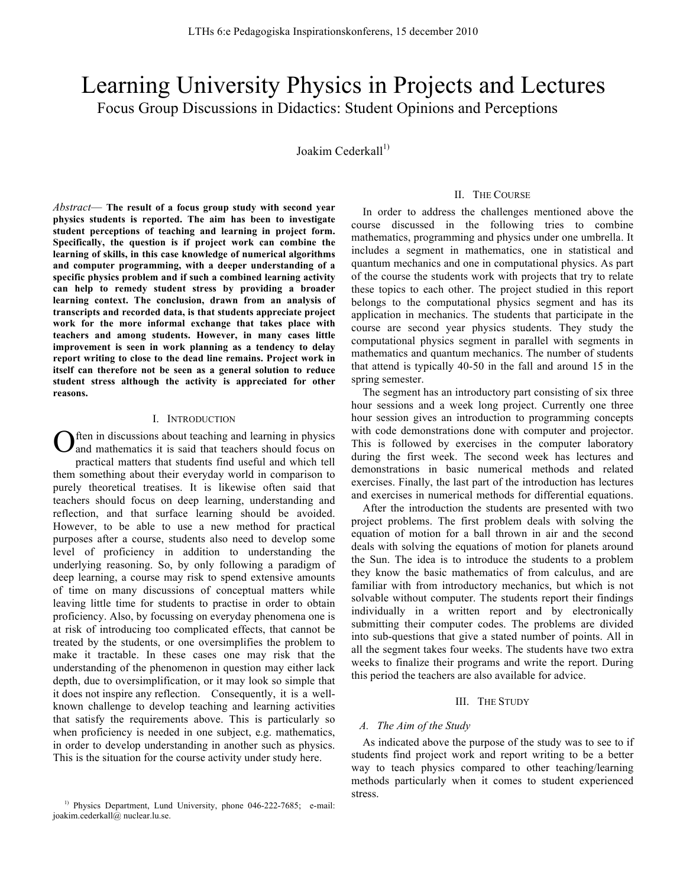# Learning University Physics in Projects and Lectures

## Focus Group Discussions in Didactics: Student Opinions and Perceptions

Joakim Cederkall[1]

*Abstract*— **The result of a focus group study with second year physics students is reported. The aim has been to investigate student perceptions of teaching and learning in project form. Specifically, the question is if project work can combine the learning of skills, in this case knowledge of numerical algorithms and computer programming, with a deeper understanding of a specific physics problem and if such a combined learning activity can help to remedy student stress by providing a broader learning context. The conclusion, drawn from an analysis of transcripts and recorded data, is that students appreciate project work for the more informal exchange that takes place with teachers and among students. However, in many cases little improvement is seen in work planning as a tendency to delay report writing to close to the dead line remains. Project work in itself can therefore not be seen as a general solution to reduce student stress although the activity is appreciated for other reasons.**

## I. Introduction

Often in discussions about teaching and learning in physics and mathematics it is said that teachers should focus on practical matters that students find useful and which tell them something about their everyday world in comparison to purely theoretical treatises. It is likewise often said that teachers should focus on deep learning, understanding and reflection, and that surface learning should be avoided. However, to be able to use a new method for practical purposes after a course, students also need to develop some level of proficiency in addition to understanding the underlying reasoning. So, by only following a paradigm of deep learning, a course may risk to spend extensive amounts of time on many discussions of conceptual matters while leaving little time for students to practise in order to obtain proficiency. Also, by focussing on everyday phenomena one is at risk of introducing too complicated effects, that cannot be treated by the students, or one oversimplifies the problem to make it tractable. In these cases one may risk that the understanding of the phenomenon in question may either lack depth, due to oversimplification, or it may look so simple that it does not inspire any reflection. Consequently, it is a well-known challenge to develop teaching and learning activities that satisfy the requirements above. This is particularly so when proficiency is needed in one subject, e.g. mathematics, in order to develop understanding in another such as physics. This is the situation for the course activity under study here.

[1] Physics Department, Lund University, phone 046-222-7685; e-mail: joakim.cederkall@ nuclear.lu.se.

## II. The Course

In order to address the challenges mentioned above the course discussed in the following tries to combine mathematics, programming and physics under one umbrella. It includes a segment in mathematics, one in statistical and quantum mechanics and one in computational physics. As part of the course the students work with projects that try to relate these topics to each other. The project studied in this report belongs to the computational physics segment and has its application in mechanics. The students that participate in the course are second year physics students. They study the computational physics segment in parallel with segments in mathematics and quantum mechanics. The number of students that attend is typically 40-50 in the fall and around 15 in the spring semester.

The segment has an introductory part consisting of six three hour sessions and a week long project. Currently one three hour session gives an introduction to programming concepts with code demonstrations done with computer and projector. This is followed by exercises in the computer laboratory during the first week. The second week has lectures and demonstrations in basic numerical methods and related exercises. Finally, the last part of the introduction has lectures and exercises in numerical methods for differential equations.

After the introduction the students are presented with two project problems. The first problem deals with solving the equation of motion for a ball thrown in air and the second deals with solving the equations of motion for planets around the Sun. The idea is to introduce the students to a problem they know the basic mathematics of from calculus, and are familiar with from introductory mechanics, but which is not solvable without computer. The students report their findings individually in a written report and by electronically submitting their computer codes. The problems are divided into sub-questions that give a stated number of points. All in all the segment takes four weeks. The students have two extra weeks to finalize their programs and write the report. During this period the teachers are also available for advice.

## III. The Study

### A. The Aim of the Study

As indicated above the purpose of the study was to see to if students find project work and report writing to be a better way to teach physics compared to other teaching/learning methods particularly when it comes to student experienced stress.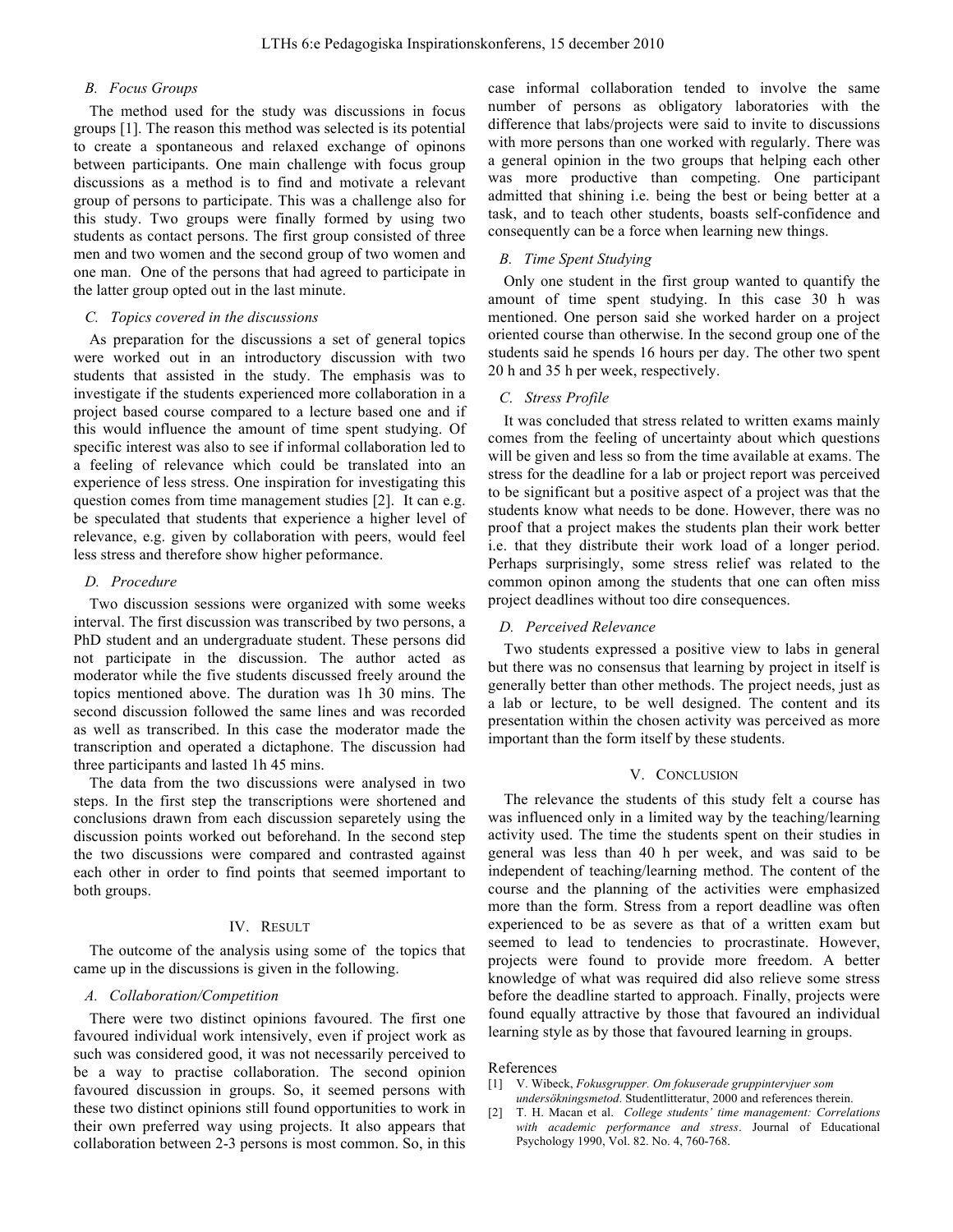### B. Focus Groups

The method used for the study was discussions in focus groups [1]. The reason this method was selected is its potential to create a spontaneous and relaxed exchange of opinons between participants. One main challenge with focus group discussions as a method is to find and motivate a relevant group of persons to participate. This was a challenge also for this study. Two groups were finally formed by using two students as contact persons. The first group consisted of three men and two women and the second group of two women and one man. One of the persons that had agreed to participate in the latter group opted out in the last minute.

### C. Topics covered in the discussions

As preparation for the discussions a set of general topics were worked out in an introductory discussion with two students that assisted in the study. The emphasis was to investigate if the students experienced more collaboration in a project based course compared to a lecture based one and if this would influence the amount of time spent studying. Of specific interest was also to see if informal collaboration led to a feeling of relevance which could be translated into an experience of less stress. One inspiration for investigating this question comes from time management studies [2]. It can e.g. be speculated that students that experience a higher level of relevance, e.g. given by collaboration with peers, would feel less stress and therefore show higher peformance.

### D. Procedure

Two discussion sessions were organized with some weeks interval. The first discussion was transcribed by two persons, a PhD student and an undergraduate student. These persons did not participate in the discussion. The author acted as moderator while the five students discussed freely around the topics mentioned above. The duration was 1h 30 mins. The second discussion followed the same lines and was recorded as well as transcribed. In this case the moderator made the transcription and operated a dictaphone. The discussion had three participants and lasted 1h 45 mins.

The data from the two discussions were analysed in two steps. In the first step the transcriptions were shortened and conclusions drawn from each discussion separetely using the discussion points worked out beforehand. In the second step the two discussions were compared and contrasted against each other in order to find points that seemed important to both groups.

## IV. Result

The outcome of the analysis using some of the topics that came up in the discussions is given in the following.

### A. Collaboration/Competition

There were two distinct opinions favoured. The first one favoured individual work intensively, even if project work as such was considered good, it was not necessarily perceived to be a way to practise collaboration. The second opinion favoured discussion in groups. So, it seemed persons with these two distinct opinions still found opportunities to work in their own preferred way using projects. It also appears that collaboration between 2-3 persons is most common. So, in this case informal collaboration tended to involve the same number of persons as obligatory laboratories with the difference that labs/projects were said to invite to discussions with more persons than one worked with regularly. There was a general opinion in the two groups that helping each other was more productive than competing. One participant admitted that shining i.e. being the best or being better at a task, and to teach other students, boasts self-confidence and consequently can be a force when learning new things.

### B. Time Spent Studying

Only one student in the first group wanted to quantify the amount of time spent studying. In this case 30 h was mentioned. One person said she worked harder on a project oriented course than otherwise. In the second group one of the students said he spends 16 hours per day. The other two spent 20 h and 35 h per week, respectively.

### C. Stress Profile

It was concluded that stress related to written exams mainly comes from the feeling of uncertainty about which questions will be given and less so from the time available at exams. The stress for the deadline for a lab or project report was perceived to be significant but a positive aspect of a project was that the students know what needs to be done. However, there was no proof that a project makes the students plan their work better i.e. that they distribute their work load of a longer period. Perhaps surprisingly, some stress relief was related to the common opinon among the students that one can often miss project deadlines without too dire consequences.

### D. Perceived Relevance

Two students expressed a positive view to labs in general but there was no consensus that learning by project in itself is generally better than other methods. The project needs, just as a lab or lecture, to be well designed. The content and its presentation within the chosen activity was perceived as more important than the form itself by these students.

## V. Conclusion

The relevance the students of this study felt a course has was influenced only in a limited way by the teaching/learning activity used. The time the students spent on their studies in general was less than 40 h per week, and was said to be independent of teaching/learning method. The content of the course and the planning of the activities were emphasized more than the form. Stress from a report deadline was often experienced to be as severe as that of a written exam but seemed to lead to tendencies to procrastinate. However, projects were found to provide more freedom. A better knowledge of what was required did also relieve some stress before the deadline started to approach. Finally, projects were found equally attractive by those that favoured an individual learning style as by those that favoured learning in groups.

References

[1] V. Wibeck, *Fokusgrupper. Om fokuserade gruppintervjuer som undersökningsmetod*. Studentlitteratur, 2000 and references therein.

[2] T. H. Macan et al. *College students' time management: Correlations with academic performance and stress*. Journal of Educational Psychology 1990, Vol. 82. No. 4, 760-768.